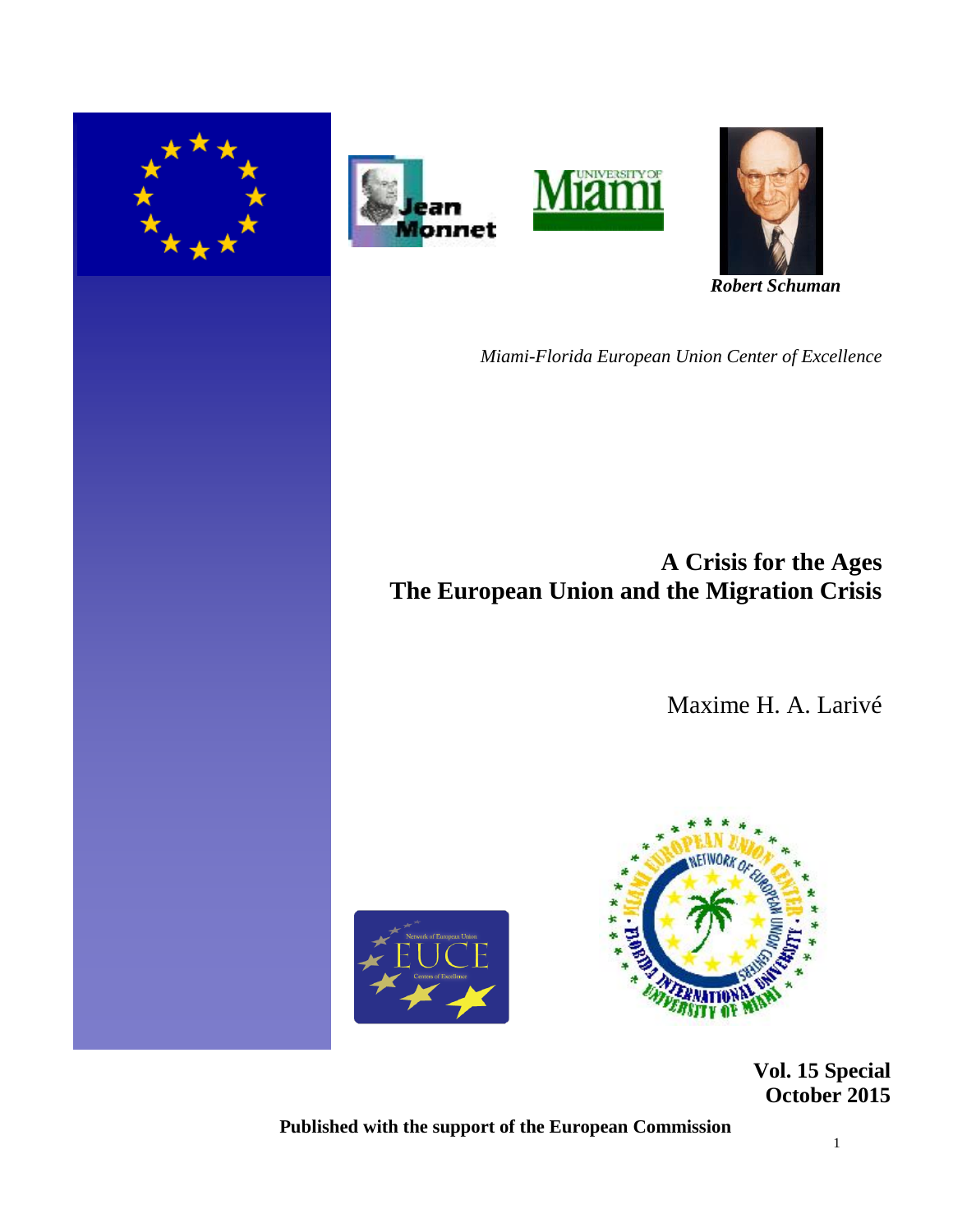*Robert Schuman*

*Miami-Florida European Union Center of Excellence*

# A Crisis for the Ages
# The European Union and the Migration Crisis

Maxime H. A. Larivé

**Vol. 15 Special**
**October 2015**

**Published with the support of the European Commission**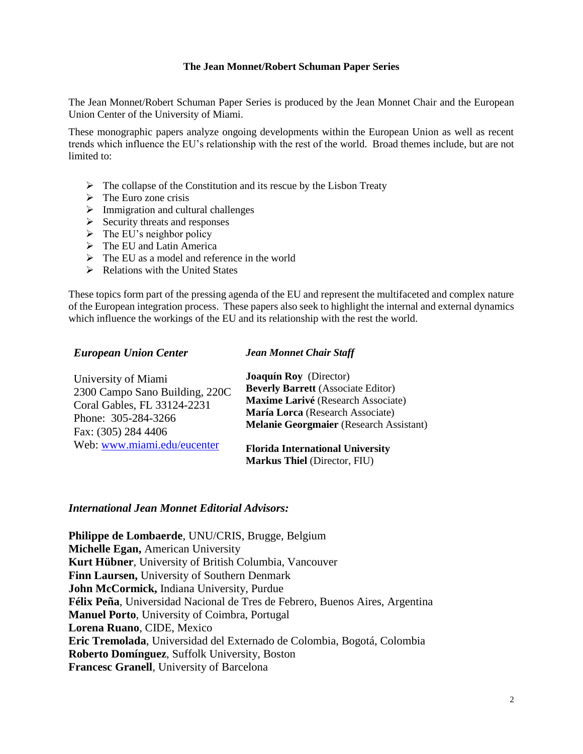**The Jean Monnet/Robert Schuman Paper Series**

The Jean Monnet/Robert Schuman Paper Series is produced by the Jean Monnet Chair and the European Union Center of the University of Miami.

These monographic papers analyze ongoing developments within the European Union as well as recent trends which influence the EU's relationship with the rest of the world. Broad themes include, but are not limited to:

- The collapse of the Constitution and its rescue by the Lisbon Treaty
- The Euro zone crisis
- Immigration and cultural challenges
- Security threats and responses
- The EU's neighbor policy
- The EU and Latin America
- The EU as a model and reference in the world
- Relations with the United States

These topics form part of the pressing agenda of the EU and represent the multifaceted and complex nature of the European integration process. These papers also seek to highlight the internal and external dynamics which influence the workings of the EU and its relationship with the rest the world.

***European Union Center***

University of Miami
2300 Campo Sano Building, 220C
Coral Gables, FL 33124-2231
Phone: 305-284-3266
Fax: (305) 284 4406
Web: www.miami.edu/eucenter

***Jean Monnet Chair Staff***

**Joaquín Roy** (Director)
**Beverly Barrett** (Associate Editor)
**Maxime Larivé** (Research Associate)
**María Lorca** (Research Associate)
**Melanie Georgmaier** (Research Assistant)

**Florida International University**
**Markus Thiel** (Director, FIU)

***International Jean Monnet Editorial Advisors:***

**Philippe de Lombaerde**, UNU/CRIS, Brugge, Belgium
**Michelle Egan,** American University
**Kurt Hübner**, University of British Columbia, Vancouver
**Finn Laursen,** University of Southern Denmark
**John McCormick,** Indiana University, Purdue
**Félix Peña**, Universidad Nacional de Tres de Febrero, Buenos Aires, Argentina
**Manuel Porto**, University of Coimbra, Portugal
**Lorena Ruano**, CIDE, Mexico
**Eric Tremolada**, Universidad del Externado de Colombia, Bogotá, Colombia
**Roberto Domínguez**, Suffolk University, Boston
**Francesc Granell**, University of Barcelona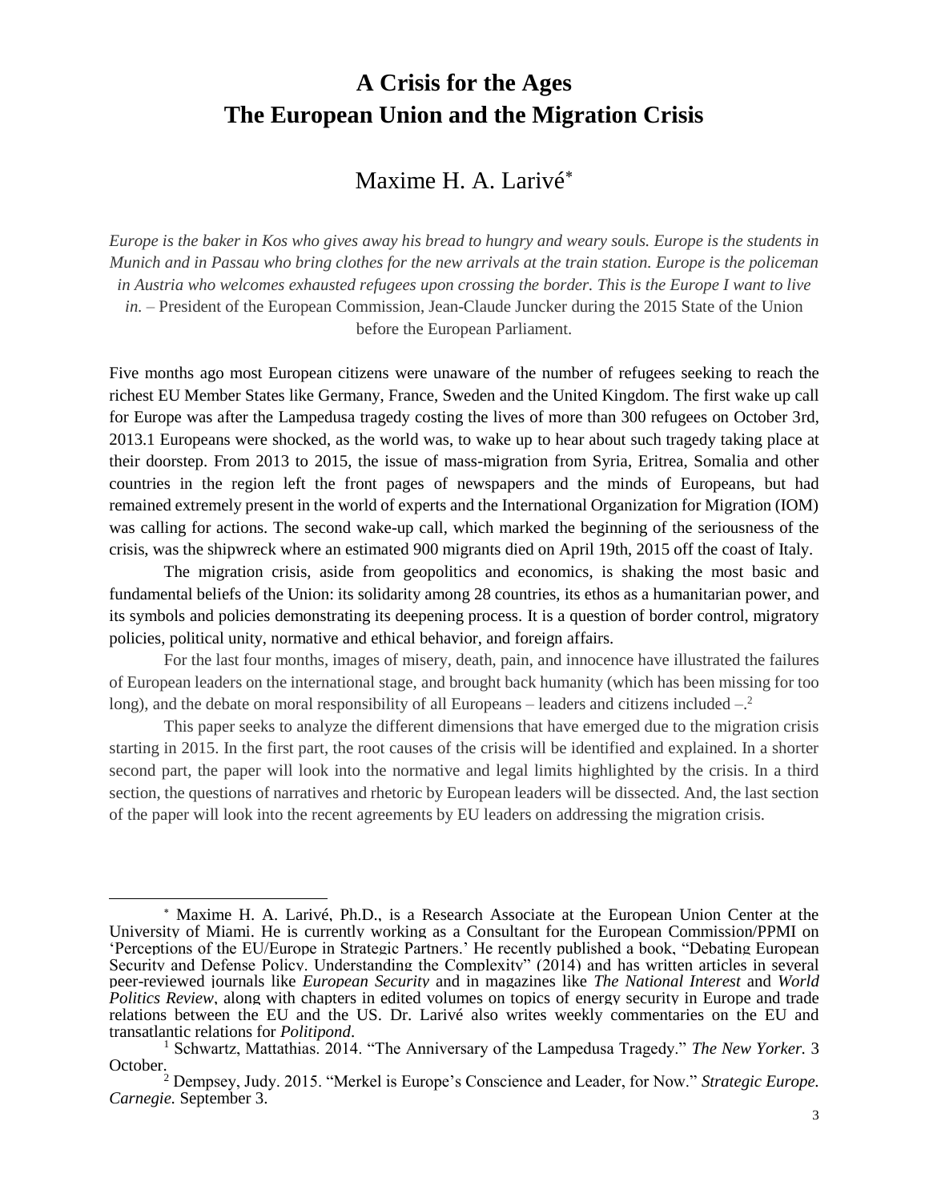# A Crisis for the Ages
# The European Union and the Migration Crisis

## Maxime H. A. Larivé[*]

*Europe is the baker in Kos who gives away his bread to hungry and weary souls. Europe is the students in Munich and in Passau who bring clothes for the new arrivals at the train station. Europe is the policeman in Austria who welcomes exhausted refugees upon crossing the border. This is the Europe I want to live in.* – President of the European Commission, Jean-Claude Juncker during the 2015 State of the Union before the European Parliament.

Five months ago most European citizens were unaware of the number of refugees seeking to reach the richest EU Member States like Germany, France, Sweden and the United Kingdom. The first wake up call for Europe was after the Lampedusa tragedy costing the lives of more than 300 refugees on October 3rd, 2013.1 Europeans were shocked, as the world was, to wake up to hear about such tragedy taking place at their doorstep. From 2013 to 2015, the issue of mass-migration from Syria, Eritrea, Somalia and other countries in the region left the front pages of newspapers and the minds of Europeans, but had remained extremely present in the world of experts and the International Organization for Migration (IOM) was calling for actions. The second wake-up call, which marked the beginning of the seriousness of the crisis, was the shipwreck where an estimated 900 migrants died on April 19th, 2015 off the coast of Italy.

The migration crisis, aside from geopolitics and economics, is shaking the most basic and fundamental beliefs of the Union: its solidarity among 28 countries, its ethos as a humanitarian power, and its symbols and policies demonstrating its deepening process. It is a question of border control, migratory policies, political unity, normative and ethical behavior, and foreign affairs.

For the last four months, images of misery, death, pain, and innocence have illustrated the failures of European leaders on the international stage, and brought back humanity (which has been missing for too long), and the debate on moral responsibility of all Europeans – leaders and citizens included –.[2]

This paper seeks to analyze the different dimensions that have emerged due to the migration crisis starting in 2015. In the first part, the root causes of the crisis will be identified and explained. In a shorter second part, the paper will look into the normative and legal limits highlighted by the crisis. In a third section, the questions of narratives and rhetoric by European leaders will be dissected. And, the last section of the paper will look into the recent agreements by EU leaders on addressing the migration crisis.

---

[*] Maxime H. A. Larivé, Ph.D., is a Research Associate at the European Union Center at the University of Miami. He is currently working as a Consultant for the European Commission/PPMI on 'Perceptions of the EU/Europe in Strategic Partners.' He recently published a book, "Debating European Security and Defense Policy. Understanding the Complexity" (2014) and has written articles in several peer-reviewed journals like *European Security* and in magazines like *The National Interest* and *World Politics Review*, along with chapters in edited volumes on topics of energy security in Europe and trade relations between the EU and the US. Dr. Larivé also writes weekly commentaries on the EU and transatlantic relations for *Politipond*.

[1] Schwartz, Mattathias. 2014. "The Anniversary of the Lampedusa Tragedy." *The New Yorker.* 3 October.

[2] Dempsey, Judy. 2015. "Merkel is Europe's Conscience and Leader, for Now." *Strategic Europe. Carnegie.* September 3.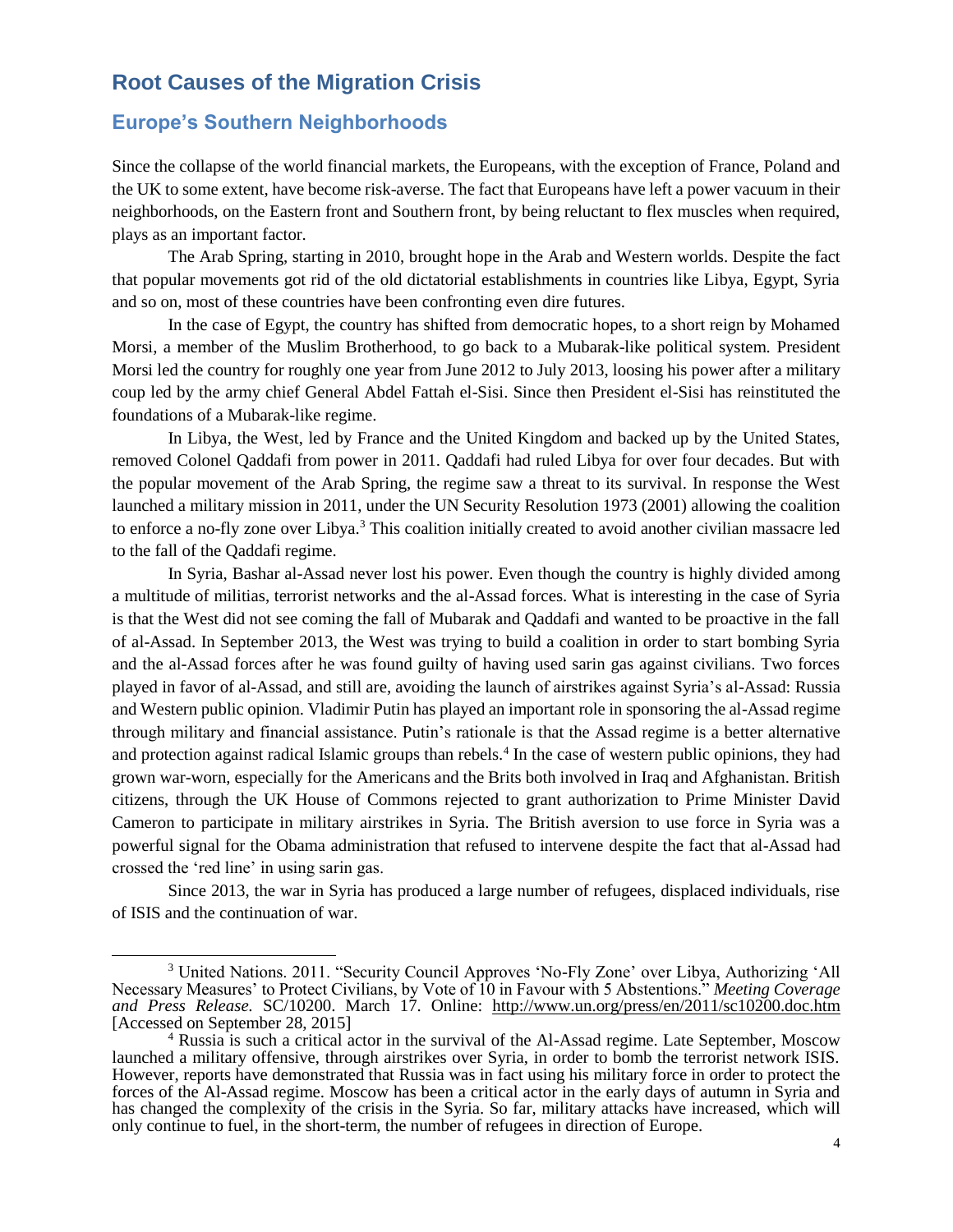## Root Causes of the Migration Crisis

### Europe's Southern Neighborhoods

Since the collapse of the world financial markets, the Europeans, with the exception of France, Poland and the UK to some extent, have become risk-averse. The fact that Europeans have left a power vacuum in their neighborhoods, on the Eastern front and Southern front, by being reluctant to flex muscles when required, plays as an important factor.

The Arab Spring, starting in 2010, brought hope in the Arab and Western worlds. Despite the fact that popular movements got rid of the old dictatorial establishments in countries like Libya, Egypt, Syria and so on, most of these countries have been confronting even dire futures.

In the case of Egypt, the country has shifted from democratic hopes, to a short reign by Mohamed Morsi, a member of the Muslim Brotherhood, to go back to a Mubarak-like political system. President Morsi led the country for roughly one year from June 2012 to July 2013, loosing his power after a military coup led by the army chief General Abdel Fattah el-Sisi. Since then President el-Sisi has reinstituted the foundations of a Mubarak-like regime.

In Libya, the West, led by France and the United Kingdom and backed up by the United States, removed Colonel Qaddafi from power in 2011. Qaddafi had ruled Libya for over four decades. But with the popular movement of the Arab Spring, the regime saw a threat to its survival. In response the West launched a military mission in 2011, under the UN Security Resolution 1973 (2001) allowing the coalition to enforce a no-fly zone over Libya.[3] This coalition initially created to avoid another civilian massacre led to the fall of the Qaddafi regime.

In Syria, Bashar al-Assad never lost his power. Even though the country is highly divided among a multitude of militias, terrorist networks and the al-Assad forces. What is interesting in the case of Syria is that the West did not see coming the fall of Mubarak and Qaddafi and wanted to be proactive in the fall of al-Assad. In September 2013, the West was trying to build a coalition in order to start bombing Syria and the al-Assad forces after he was found guilty of having used sarin gas against civilians. Two forces played in favor of al-Assad, and still are, avoiding the launch of airstrikes against Syria's al-Assad: Russia and Western public opinion. Vladimir Putin has played an important role in sponsoring the al-Assad regime through military and financial assistance. Putin's rationale is that the Assad regime is a better alternative and protection against radical Islamic groups than rebels.[4] In the case of western public opinions, they had grown war-worn, especially for the Americans and the Brits both involved in Iraq and Afghanistan. British citizens, through the UK House of Commons rejected to grant authorization to Prime Minister David Cameron to participate in military airstrikes in Syria. The British aversion to use force in Syria was a powerful signal for the Obama administration that refused to intervene despite the fact that al-Assad had crossed the 'red line' in using sarin gas.

Since 2013, the war in Syria has produced a large number of refugees, displaced individuals, rise of ISIS and the continuation of war.

---

[3] United Nations. 2011. "Security Council Approves 'No-Fly Zone' over Libya, Authorizing 'All Necessary Measures' to Protect Civilians, by Vote of 10 in Favour with 5 Abstentions." *Meeting Coverage and Press Release.* SC/10200. March 17. Online: http://www.un.org/press/en/2011/sc10200.doc.htm [Accessed on September 28, 2015]

[4] Russia is such a critical actor in the survival of the Al-Assad regime. Late September, Moscow launched a military offensive, through airstrikes over Syria, in order to bomb the terrorist network ISIS. However, reports have demonstrated that Russia was in fact using his military force in order to protect the forces of the Al-Assad regime. Moscow has been a critical actor in the early days of autumn in Syria and has changed the complexity of the crisis in the Syria. So far, military attacks have increased, which will only continue to fuel, in the short-term, the number of refugees in direction of Europe.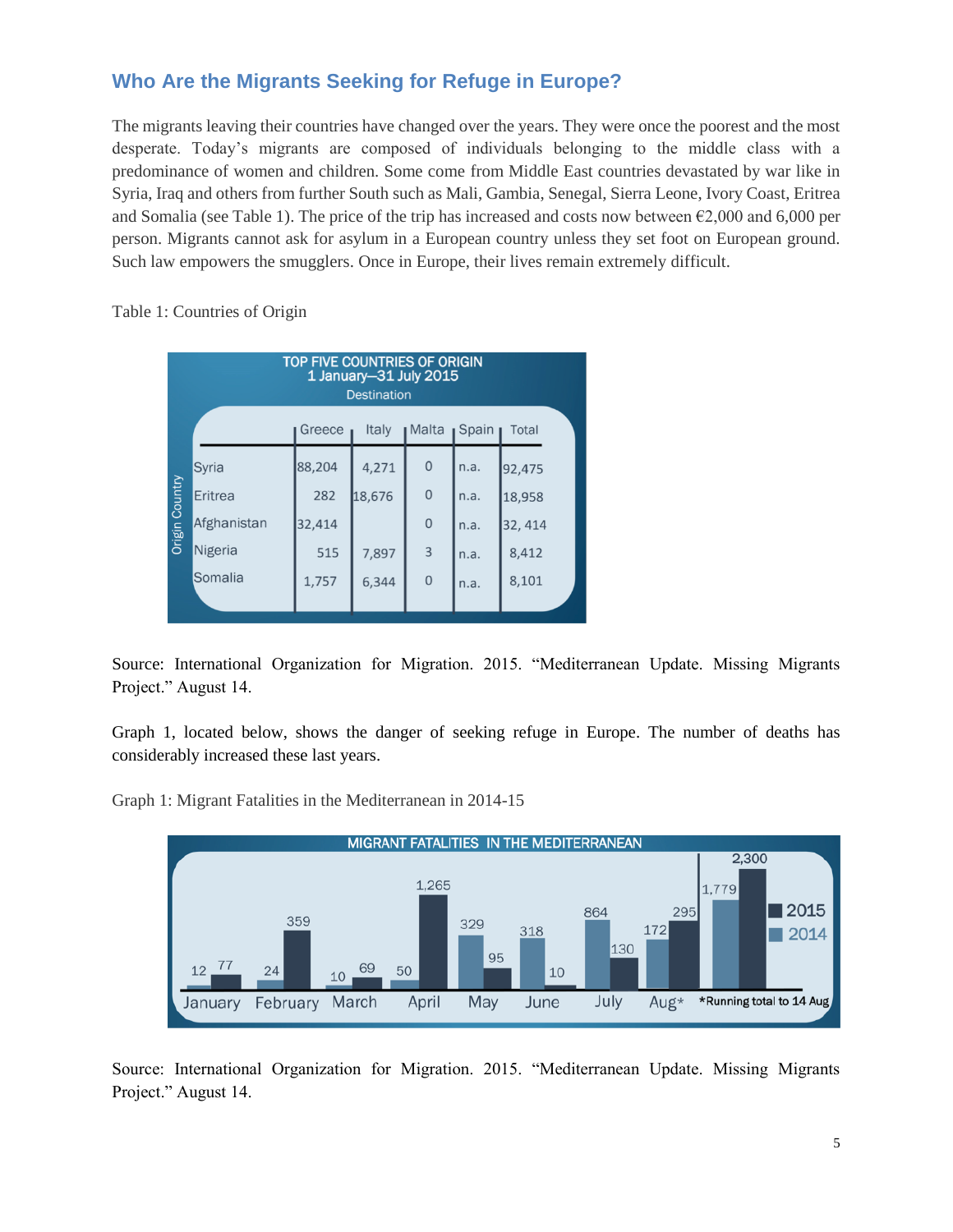## Who Are the Migrants Seeking for Refuge in Europe?

The migrants leaving their countries have changed over the years. They were once the poorest and the most desperate. Today's migrants are composed of individuals belonging to the middle class with a predominance of women and children. Some come from Middle East countries devastated by war like in Syria, Iraq and others from further South such as Mali, Gambia, Senegal, Sierra Leone, Ivory Coast, Eritrea and Somalia (see Table 1). The price of the trip has increased and costs now between €2,000 and 6,000 per person. Migrants cannot ask for asylum in a European country unless they set foot on European ground. Such law empowers the smugglers. Once in Europe, their lives remain extremely difficult.

Table 1: Countries of Origin

TOP FIVE COUNTRIES OF ORIGIN
1 January—31 July 2015

| Origin Country | Greece | Italy | Malta | Spain | Total |
|---|---|---|---|---|---|
| Syria | 88,204 | 4,271 | 0 | n.a. | 92,475 |
| Eritrea | 282 | 18,676 | 0 | n.a. | 18,958 |
| Afghanistan | 32,414 | | 0 | n.a. | 32, 414 |
| Nigeria | 515 | 7,897 | 3 | n.a. | 8,412 |
| Somalia | 1,757 | 6,344 | 0 | n.a. | 8,101 |

Source: International Organization for Migration. 2015. "Mediterranean Update. Missing Migrants Project." August 14.

Graph 1, located below, shows the danger of seeking refuge in Europe. The number of deaths has considerably increased these last years.

Graph 1: Migrant Fatalities in the Mediterranean in 2014-15

MIGRANT FATALITIES IN THE MEDITERRANEAN

| Month | 2014 | 2015 |
|---|---|---|
| January | 12 | 77 |
| February | 24 | 359 |
| March | 10 | 69 |
| April | 50 | 1,265 |
| May | 329 | 95 |
| June | 318 | 10 |
| July | 864 | 130 |
| Aug* | 172 | 295 |
| *Running total to 14 Aug | 1,779 | 2,300 |

Source: International Organization for Migration. 2015. "Mediterranean Update. Missing Migrants Project." August 14.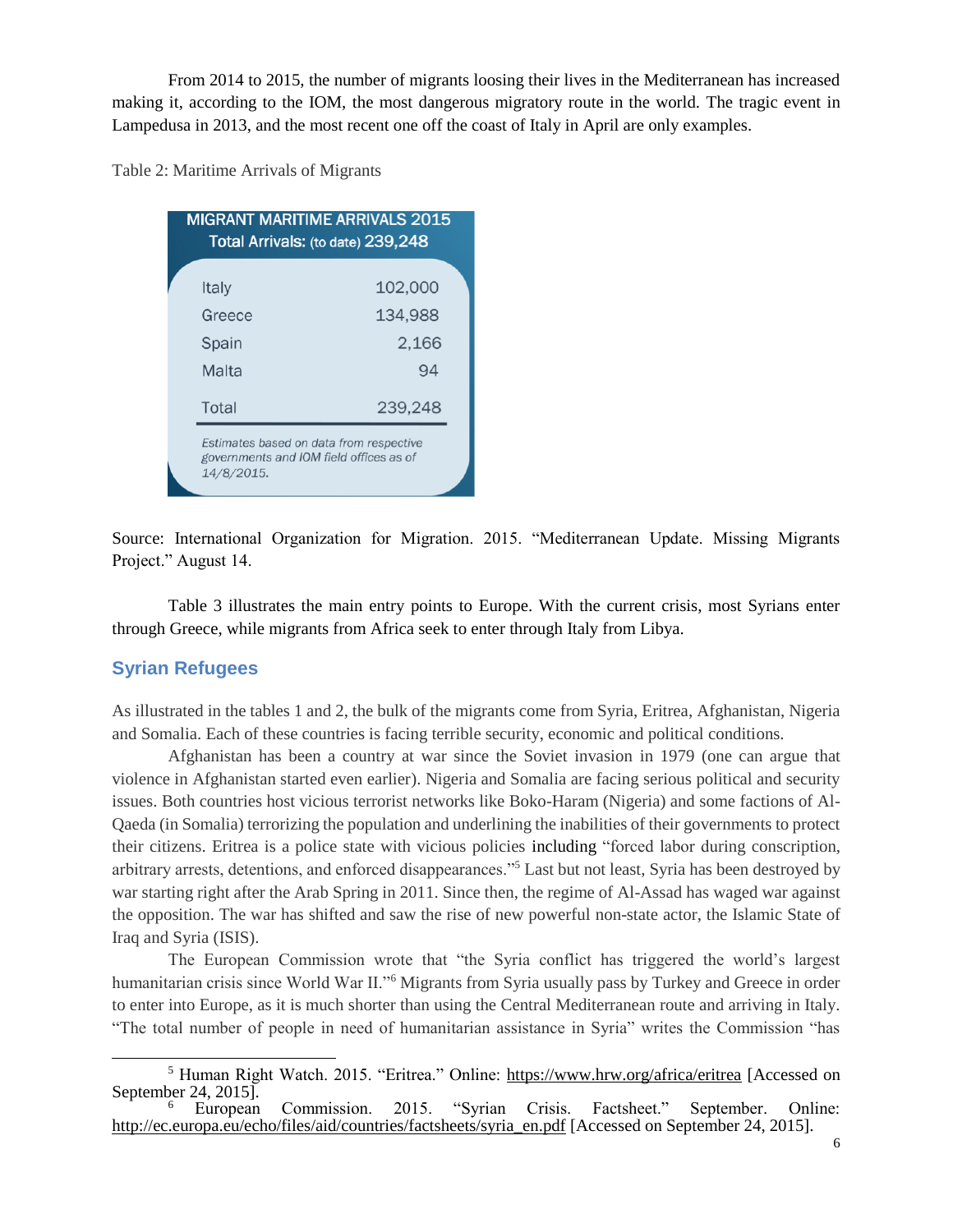From 2014 to 2015, the number of migrants loosing their lives in the Mediterranean has increased making it, according to the IOM, the most dangerous migratory route in the world. The tragic event in Lampedusa in 2013, and the most recent one off the coast of Italy in April are only examples.

Table 2: Maritime Arrivals of Migrants

| MIGRANT MARITIME ARRIVALS 2015 Total Arrivals: (to date) 239,248 | |
|---|---|
| Italy | 102,000 |
| Greece | 134,988 |
| Spain | 2,166 |
| Malta | 94 |
| Total | 239,248 |

*Estimates based on data from respective governments and IOM field offices as of 14/8/2015.*

Source: International Organization for Migration. 2015. "Mediterranean Update. Missing Migrants Project." August 14.

Table 3 illustrates the main entry points to Europe. With the current crisis, most Syrians enter through Greece, while migrants from Africa seek to enter through Italy from Libya.

## Syrian Refugees

As illustrated in the tables 1 and 2, the bulk of the migrants come from Syria, Eritrea, Afghanistan, Nigeria and Somalia. Each of these countries is facing terrible security, economic and political conditions.

Afghanistan has been a country at war since the Soviet invasion in 1979 (one can argue that violence in Afghanistan started even earlier). Nigeria and Somalia are facing serious political and security issues. Both countries host vicious terrorist networks like Boko-Haram (Nigeria) and some factions of Al-Qaeda (in Somalia) terrorizing the population and underlining the inabilities of their governments to protect their citizens. Eritrea is a police state with vicious policies including "forced labor during conscription, arbitrary arrests, detentions, and enforced disappearances."[5] Last but not least, Syria has been destroyed by war starting right after the Arab Spring in 2011. Since then, the regime of Al-Assad has waged war against the opposition. The war has shifted and saw the rise of new powerful non-state actor, the Islamic State of Iraq and Syria (ISIS).

The European Commission wrote that "the Syria conflict has triggered the world's largest humanitarian crisis since World War II."[6] Migrants from Syria usually pass by Turkey and Greece in order to enter into Europe, as it is much shorter than using the Central Mediterranean route and arriving in Italy. "The total number of people in need of humanitarian assistance in Syria" writes the Commission "has

---

[5] Human Right Watch. 2015. "Eritrea." Online: https://www.hrw.org/africa/eritrea [Accessed on September 24, 2015].

[6] European Commission. 2015. "Syrian Crisis. Factsheet." September. Online: http://ec.europa.eu/echo/files/aid/countries/factsheets/syria_en.pdf [Accessed on September 24, 2015].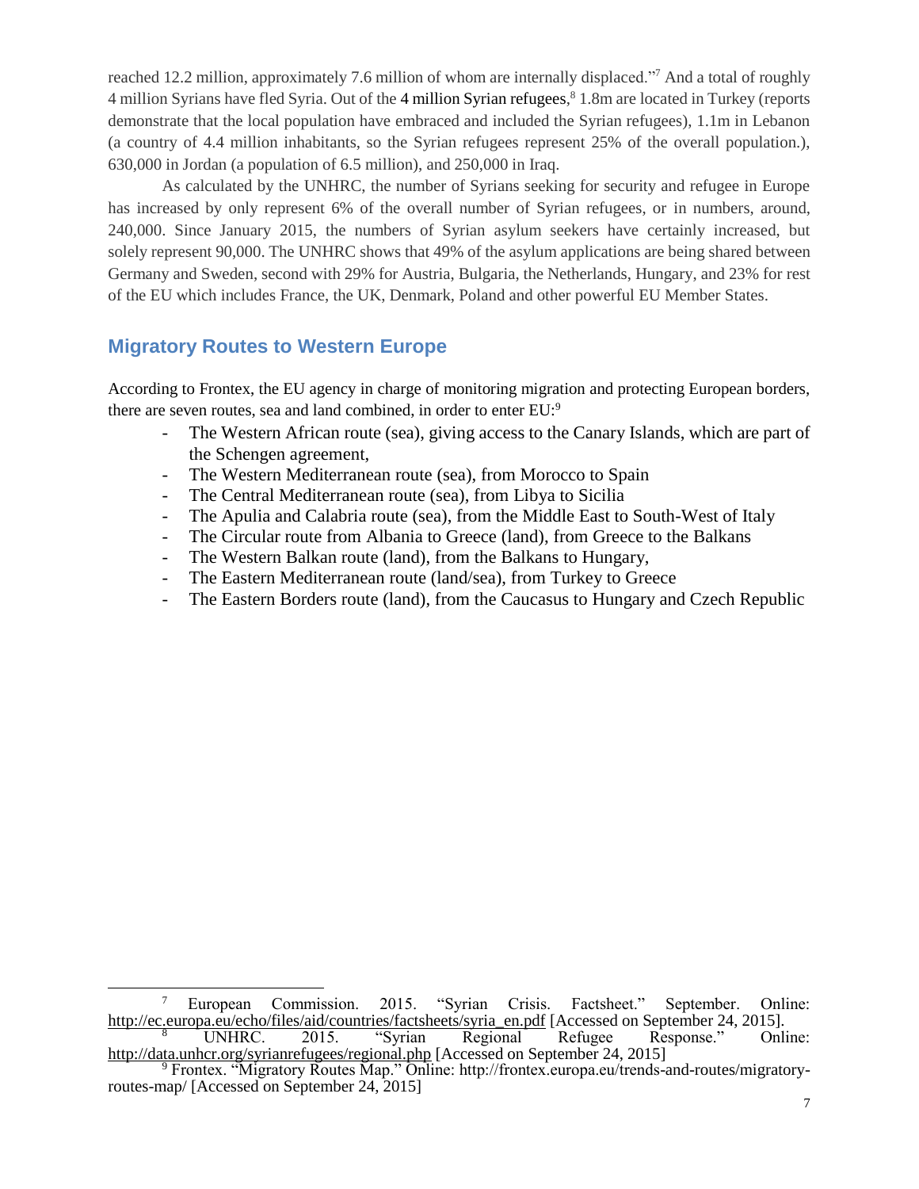reached 12.2 million, approximately 7.6 million of whom are internally displaced."[7] And a total of roughly 4 million Syrians have fled Syria. Out of the 4 million Syrian refugees,[8] 1.8m are located in Turkey (reports demonstrate that the local population have embraced and included the Syrian refugees), 1.1m in Lebanon (a country of 4.4 million inhabitants, so the Syrian refugees represent 25% of the overall population.), 630,000 in Jordan (a population of 6.5 million), and 250,000 in Iraq.

As calculated by the UNHRC, the number of Syrians seeking for security and refugee in Europe has increased by only represent 6% of the overall number of Syrian refugees, or in numbers, around, 240,000. Since January 2015, the numbers of Syrian asylum seekers have certainly increased, but solely represent 90,000. The UNHRC shows that 49% of the asylum applications are being shared between Germany and Sweden, second with 29% for Austria, Bulgaria, the Netherlands, Hungary, and 23% for rest of the EU which includes France, the UK, Denmark, Poland and other powerful EU Member States.

## Migratory Routes to Western Europe

According to Frontex, the EU agency in charge of monitoring migration and protecting European borders, there are seven routes, sea and land combined, in order to enter EU:[9]

- The Western African route (sea), giving access to the Canary Islands, which are part of the Schengen agreement,
- The Western Mediterranean route (sea), from Morocco to Spain
- The Central Mediterranean route (sea), from Libya to Sicilia
- The Apulia and Calabria route (sea), from the Middle East to South-West of Italy
- The Circular route from Albania to Greece (land), from Greece to the Balkans
- The Western Balkan route (land), from the Balkans to Hungary,
- The Eastern Mediterranean route (land/sea), from Turkey to Greece
- The Eastern Borders route (land), from the Caucasus to Hungary and Czech Republic

---

[7] European Commission. 2015. "Syrian Crisis. Factsheet." September. Online: http://ec.europa.eu/echo/files/aid/countries/factsheets/syria_en.pdf [Accessed on September 24, 2015].

[8] UNHRC. 2015. "Syrian Regional Refugee Response." Online: http://data.unhcr.org/syrianrefugees/regional.php [Accessed on September 24, 2015]

[9] Frontex. "Migratory Routes Map." Online: http://frontex.europa.eu/trends-and-routes/migratory-routes-map/ [Accessed on September 24, 2015]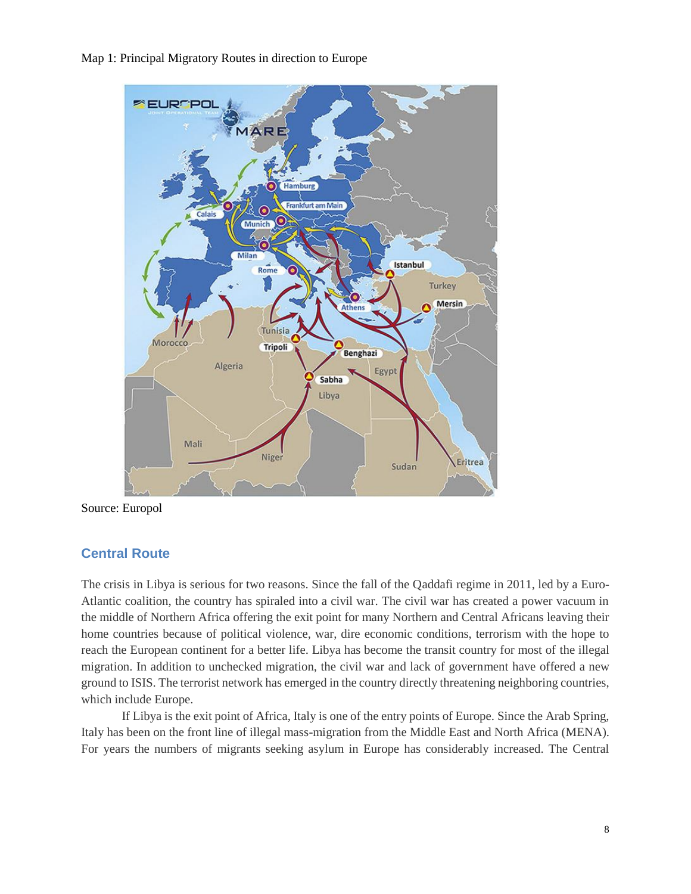Map 1: Principal Migratory Routes in direction to Europe

Source: Europol

## Central Route

The crisis in Libya is serious for two reasons. Since the fall of the Qaddafi regime in 2011, led by a Euro-Atlantic coalition, the country has spiraled into a civil war. The civil war has created a power vacuum in the middle of Northern Africa offering the exit point for many Northern and Central Africans leaving their home countries because of political violence, war, dire economic conditions, terrorism with the hope to reach the European continent for a better life. Libya has become the transit country for most of the illegal migration. In addition to unchecked migration, the civil war and lack of government have offered a new ground to ISIS. The terrorist network has emerged in the country directly threatening neighboring countries, which include Europe.

If Libya is the exit point of Africa, Italy is one of the entry points of Europe. Since the Arab Spring, Italy has been on the front line of illegal mass-migration from the Middle East and North Africa (MENA). For years the numbers of migrants seeking asylum in Europe has considerably increased. The Central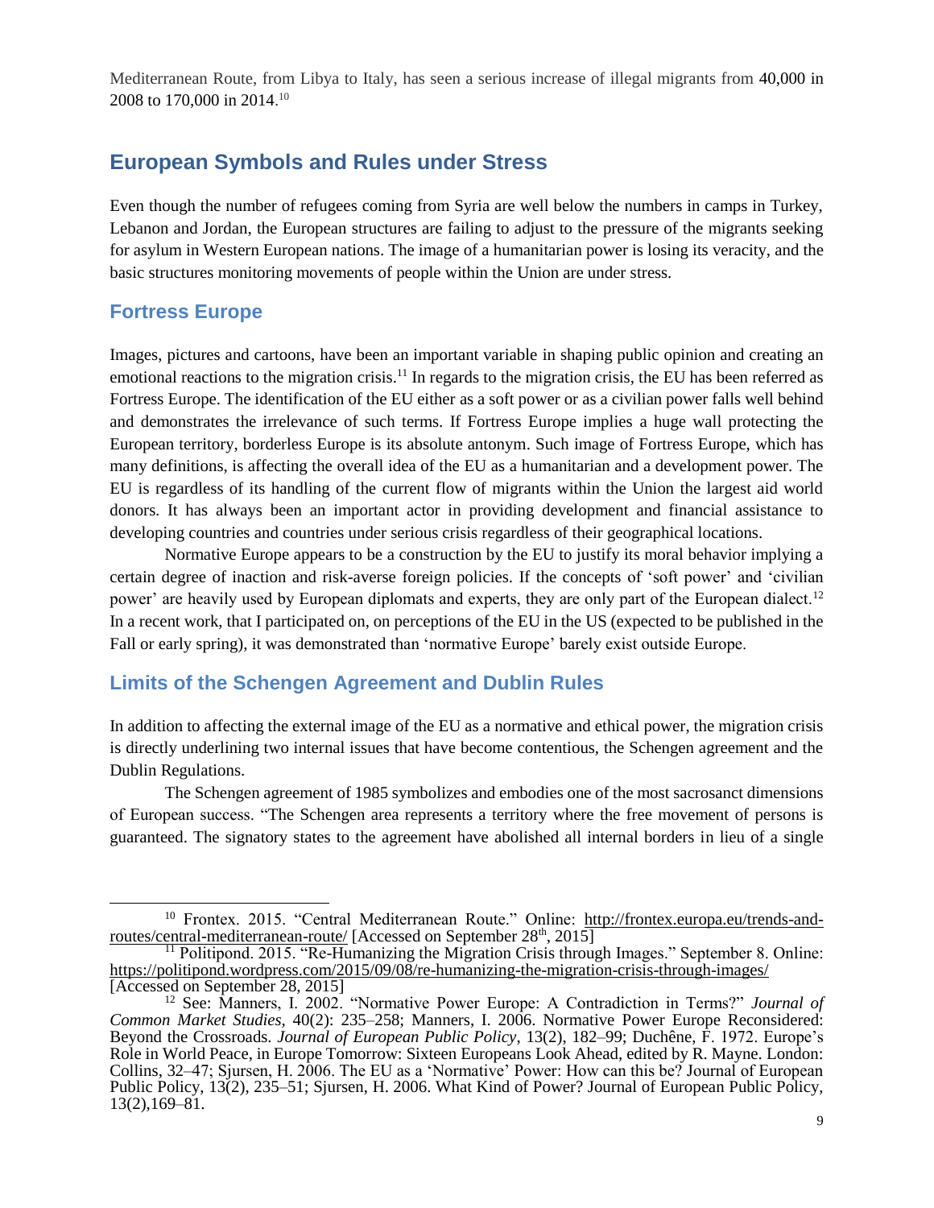Mediterranean Route, from Libya to Italy, has seen a serious increase of illegal migrants from 40,000 in 2008 to 170,000 in 2014.[10]

## European Symbols and Rules under Stress

Even though the number of refugees coming from Syria are well below the numbers in camps in Turkey, Lebanon and Jordan, the European structures are failing to adjust to the pressure of the migrants seeking for asylum in Western European nations. The image of a humanitarian power is losing its veracity, and the basic structures monitoring movements of people within the Union are under stress.

### Fortress Europe

Images, pictures and cartoons, have been an important variable in shaping public opinion and creating an emotional reactions to the migration crisis.[11] In regards to the migration crisis, the EU has been referred as Fortress Europe. The identification of the EU either as a soft power or as a civilian power falls well behind and demonstrates the irrelevance of such terms. If Fortress Europe implies a huge wall protecting the European territory, borderless Europe is its absolute antonym. Such image of Fortress Europe, which has many definitions, is affecting the overall idea of the EU as a humanitarian and a development power. The EU is regardless of its handling of the current flow of migrants within the Union the largest aid world donors. It has always been an important actor in providing development and financial assistance to developing countries and countries under serious crisis regardless of their geographical locations.

Normative Europe appears to be a construction by the EU to justify its moral behavior implying a certain degree of inaction and risk-averse foreign policies. If the concepts of 'soft power' and 'civilian power' are heavily used by European diplomats and experts, they are only part of the European dialect.[12] In a recent work, that I participated on, on perceptions of the EU in the US (expected to be published in the Fall or early spring), it was demonstrated than 'normative Europe' barely exist outside Europe.

### Limits of the Schengen Agreement and Dublin Rules

In addition to affecting the external image of the EU as a normative and ethical power, the migration crisis is directly underlining two internal issues that have become contentious, the Schengen agreement and the Dublin Regulations.

The Schengen agreement of 1985 symbolizes and embodies one of the most sacrosanct dimensions of European success. "The Schengen area represents a territory where the free movement of persons is guaranteed. The signatory states to the agreement have abolished all internal borders in lieu of a single

---

[10] Frontex. 2015. "Central Mediterranean Route." Online: http://frontex.europa.eu/trends-and-routes/central-mediterranean-route/ [Accessed on September 28th, 2015]

[11] Politipond. 2015. "Re-Humanizing the Migration Crisis through Images." September 8. Online: https://politipond.wordpress.com/2015/09/08/re-humanizing-the-migration-crisis-through-images/ [Accessed on September 28, 2015]

[12] See: Manners, I. 2002. "Normative Power Europe: A Contradiction in Terms?" *Journal of Common Market Studies*, 40(2): 235–258; Manners, I. 2006. Normative Power Europe Reconsidered: Beyond the Crossroads. *Journal of European Public Policy*, 13(2), 182–99; Duchêne, F. 1972. Europe's Role in World Peace, in Europe Tomorrow: Sixteen Europeans Look Ahead, edited by R. Mayne. London: Collins, 32–47; Sjursen, H. 2006. The EU as a 'Normative' Power: How can this be? Journal of European Public Policy, 13(2), 235–51; Sjursen, H. 2006. What Kind of Power? Journal of European Public Policy, 13(2),169–81.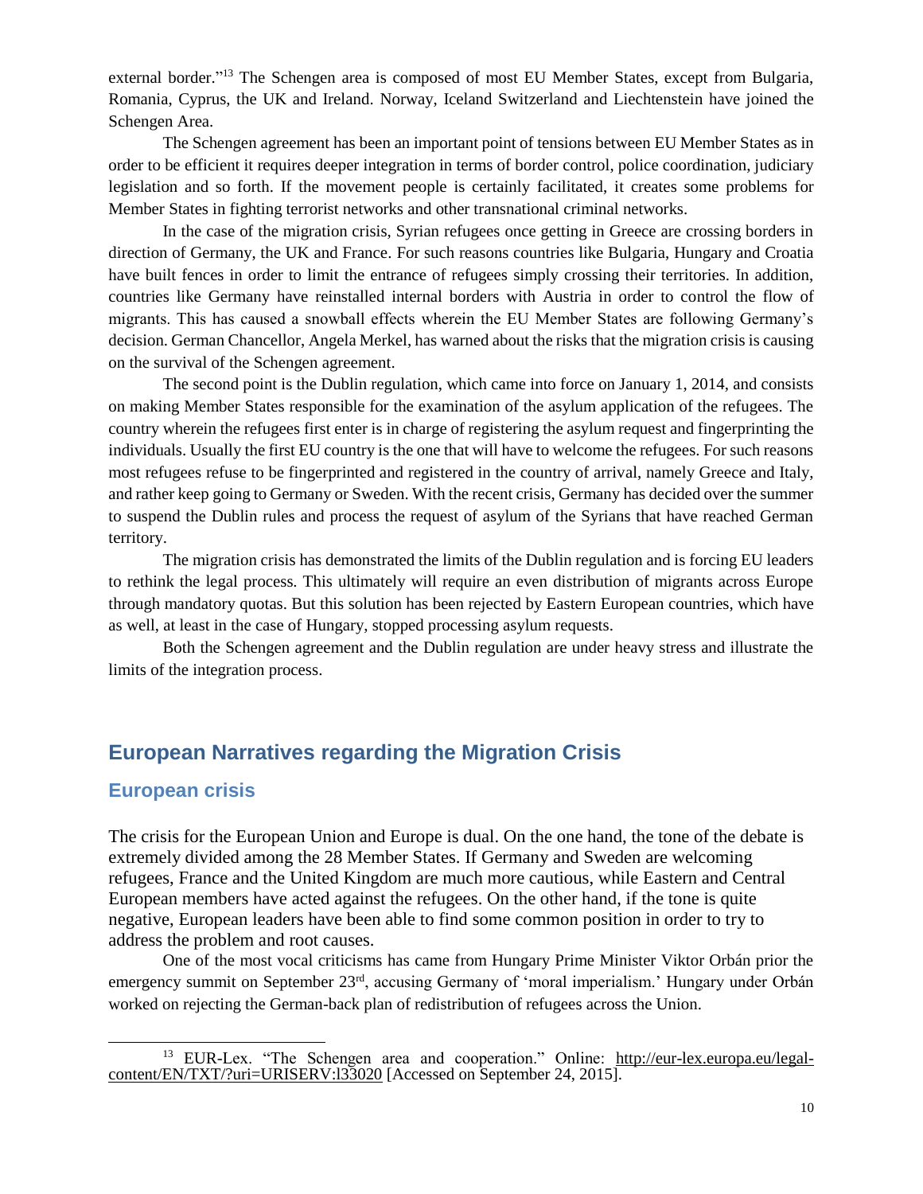external border."[13] The Schengen area is composed of most EU Member States, except from Bulgaria, Romania, Cyprus, the UK and Ireland. Norway, Iceland Switzerland and Liechtenstein have joined the Schengen Area.

The Schengen agreement has been an important point of tensions between EU Member States as in order to be efficient it requires deeper integration in terms of border control, police coordination, judiciary legislation and so forth. If the movement people is certainly facilitated, it creates some problems for Member States in fighting terrorist networks and other transnational criminal networks.

In the case of the migration crisis, Syrian refugees once getting in Greece are crossing borders in direction of Germany, the UK and France. For such reasons countries like Bulgaria, Hungary and Croatia have built fences in order to limit the entrance of refugees simply crossing their territories. In addition, countries like Germany have reinstalled internal borders with Austria in order to control the flow of migrants. This has caused a snowball effects wherein the EU Member States are following Germany's decision. German Chancellor, Angela Merkel, has warned about the risks that the migration crisis is causing on the survival of the Schengen agreement.

The second point is the Dublin regulation, which came into force on January 1, 2014, and consists on making Member States responsible for the examination of the asylum application of the refugees. The country wherein the refugees first enter is in charge of registering the asylum request and fingerprinting the individuals. Usually the first EU country is the one that will have to welcome the refugees. For such reasons most refugees refuse to be fingerprinted and registered in the country of arrival, namely Greece and Italy, and rather keep going to Germany or Sweden. With the recent crisis, Germany has decided over the summer to suspend the Dublin rules and process the request of asylum of the Syrians that have reached German territory.

The migration crisis has demonstrated the limits of the Dublin regulation and is forcing EU leaders to rethink the legal process. This ultimately will require an even distribution of migrants across Europe through mandatory quotas. But this solution has been rejected by Eastern European countries, which have as well, at least in the case of Hungary, stopped processing asylum requests.

Both the Schengen agreement and the Dublin regulation are under heavy stress and illustrate the limits of the integration process.

## European Narratives regarding the Migration Crisis

### European crisis

The crisis for the European Union and Europe is dual. On the one hand, the tone of the debate is extremely divided among the 28 Member States. If Germany and Sweden are welcoming refugees, France and the United Kingdom are much more cautious, while Eastern and Central European members have acted against the refugees. On the other hand, if the tone is quite negative, European leaders have been able to find some common position in order to try to address the problem and root causes.

One of the most vocal criticisms has came from Hungary Prime Minister Viktor Orbán prior the emergency summit on September 23rd, accusing Germany of 'moral imperialism.' Hungary under Orbán worked on rejecting the German-back plan of redistribution of refugees across the Union.

---

[13] EUR-Lex. "The Schengen area and cooperation." Online: http://eur-lex.europa.eu/legal-content/EN/TXT/?uri=URISERV:l33020 [Accessed on September 24, 2015].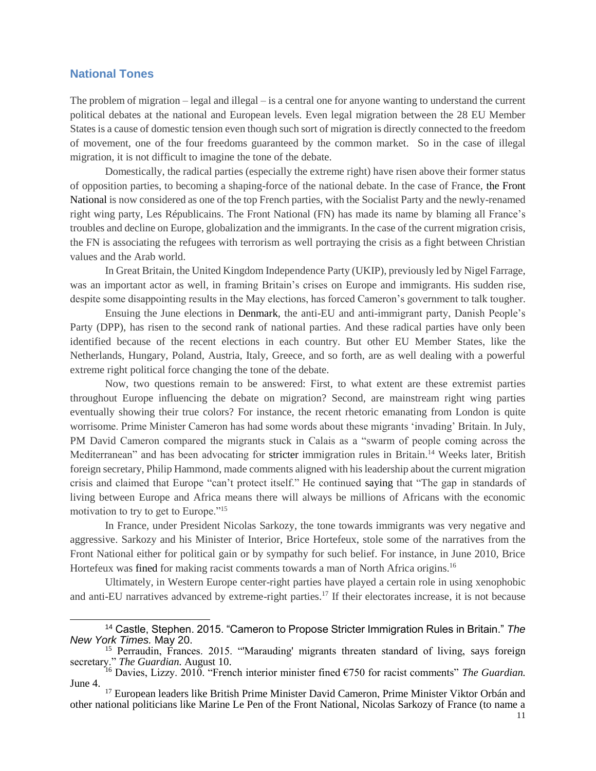## National Tones

The problem of migration – legal and illegal – is a central one for anyone wanting to understand the current political debates at the national and European levels. Even legal migration between the 28 EU Member States is a cause of domestic tension even though such sort of migration is directly connected to the freedom of movement, one of the four freedoms guaranteed by the common market. So in the case of illegal migration, it is not difficult to imagine the tone of the debate.

Domestically, the radical parties (especially the extreme right) have risen above their former status of opposition parties, to becoming a shaping-force of the national debate. In the case of France, the Front National is now considered as one of the top French parties, with the Socialist Party and the newly-renamed right wing party, Les Républicains. The Front National (FN) has made its name by blaming all France's troubles and decline on Europe, globalization and the immigrants. In the case of the current migration crisis, the FN is associating the refugees with terrorism as well portraying the crisis as a fight between Christian values and the Arab world.

In Great Britain, the United Kingdom Independence Party (UKIP), previously led by Nigel Farrage, was an important actor as well, in framing Britain's crises on Europe and immigrants. His sudden rise, despite some disappointing results in the May elections, has forced Cameron's government to talk tougher.

Ensuing the June elections in Denmark, the anti-EU and anti-immigrant party, Danish People's Party (DPP), has risen to the second rank of national parties. And these radical parties have only been identified because of the recent elections in each country. But other EU Member States, like the Netherlands, Hungary, Poland, Austria, Italy, Greece, and so forth, are as well dealing with a powerful extreme right political force changing the tone of the debate.

Now, two questions remain to be answered: First, to what extent are these extremist parties throughout Europe influencing the debate on migration? Second, are mainstream right wing parties eventually showing their true colors? For instance, the recent rhetoric emanating from London is quite worrisome. Prime Minister Cameron has had some words about these migrants 'invading' Britain. In July, PM David Cameron compared the migrants stuck in Calais as a "swarm of people coming across the Mediterranean" and has been advocating for stricter immigration rules in Britain.[14] Weeks later, British foreign secretary, Philip Hammond, made comments aligned with his leadership about the current migration crisis and claimed that Europe "can't protect itself." He continued saying that "The gap in standards of living between Europe and Africa means there will always be millions of Africans with the economic motivation to try to get to Europe."[15]

In France, under President Nicolas Sarkozy, the tone towards immigrants was very negative and aggressive. Sarkozy and his Minister of Interior, Brice Hortefeux, stole some of the narratives from the Front National either for political gain or by sympathy for such belief. For instance, in June 2010, Brice Hortefeux was fined for making racist comments towards a man of North Africa origins.[16]

Ultimately, in Western Europe center-right parties have played a certain role in using xenophobic and anti-EU narratives advanced by extreme-right parties.[17] If their electorates increase, it is not because

---

[14] Castle, Stephen. 2015. "Cameron to Propose Stricter Immigration Rules in Britain." *The New York Times.* May 20.

[15] Perraudin, Frances. 2015. "'Marauding' migrants threaten standard of living, says foreign secretary." *The Guardian.* August 10.

[16] Davies, Lizzy. 2010. "French interior minister fined €750 for racist comments" *The Guardian.* June 4.

[17] European leaders like British Prime Minister David Cameron, Prime Minister Viktor Orbán and other national politicians like Marine Le Pen of the Front National, Nicolas Sarkozy of France (to name a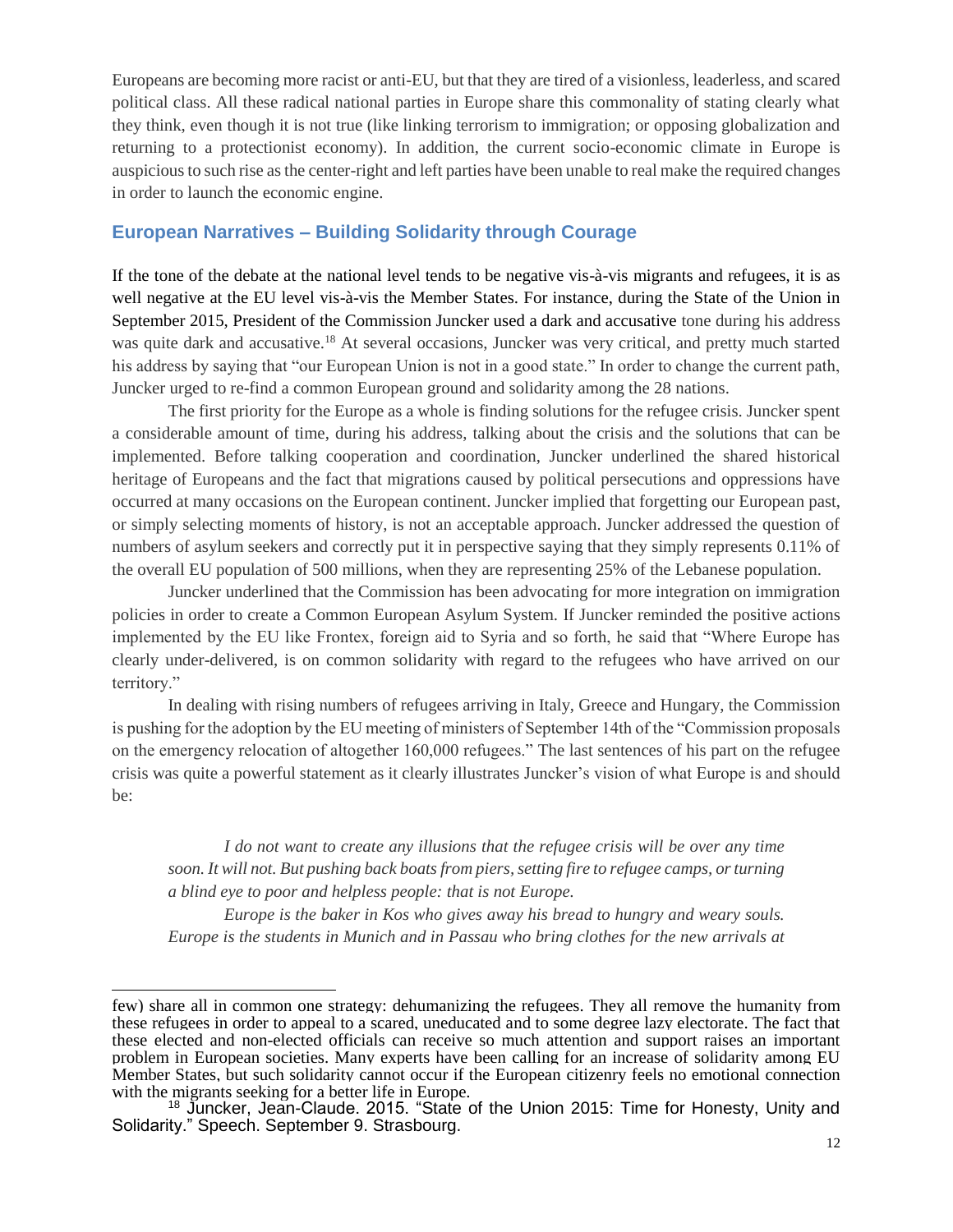Europeans are becoming more racist or anti-EU, but that they are tired of a visionless, leaderless, and scared political class. All these radical national parties in Europe share this commonality of stating clearly what they think, even though it is not true (like linking terrorism to immigration; or opposing globalization and returning to a protectionist economy). In addition, the current socio-economic climate in Europe is auspicious to such rise as the center-right and left parties have been unable to real make the required changes in order to launch the economic engine.

## European Narratives – Building Solidarity through Courage

If the tone of the debate at the national level tends to be negative vis-à-vis migrants and refugees, it is as well negative at the EU level vis-à-vis the Member States. For instance, during the State of the Union in September 2015, President of the Commission Juncker used a dark and accusative tone during his address was quite dark and accusative.[18] At several occasions, Juncker was very critical, and pretty much started his address by saying that "our European Union is not in a good state." In order to change the current path, Juncker urged to re-find a common European ground and solidarity among the 28 nations.

The first priority for the Europe as a whole is finding solutions for the refugee crisis. Juncker spent a considerable amount of time, during his address, talking about the crisis and the solutions that can be implemented. Before talking cooperation and coordination, Juncker underlined the shared historical heritage of Europeans and the fact that migrations caused by political persecutions and oppressions have occurred at many occasions on the European continent. Juncker implied that forgetting our European past, or simply selecting moments of history, is not an acceptable approach. Juncker addressed the question of numbers of asylum seekers and correctly put it in perspective saying that they simply represents 0.11% of the overall EU population of 500 millions, when they are representing 25% of the Lebanese population.

Juncker underlined that the Commission has been advocating for more integration on immigration policies in order to create a Common European Asylum System. If Juncker reminded the positive actions implemented by the EU like Frontex, foreign aid to Syria and so forth, he said that "Where Europe has clearly under-delivered, is on common solidarity with regard to the refugees who have arrived on our territory."

In dealing with rising numbers of refugees arriving in Italy, Greece and Hungary, the Commission is pushing for the adoption by the EU meeting of ministers of September 14th of the "Commission proposals on the emergency relocation of altogether 160,000 refugees." The last sentences of his part on the refugee crisis was quite a powerful statement as it clearly illustrates Juncker's vision of what Europe is and should be:

> *I do not want to create any illusions that the refugee crisis will be over any time soon. It will not. But pushing back boats from piers, setting fire to refugee camps, or turning a blind eye to poor and helpless people: that is not Europe.*
>
> *Europe is the baker in Kos who gives away his bread to hungry and weary souls. Europe is the students in Munich and in Passau who bring clothes for the new arrivals at*

---

few) share all in common one strategy: dehumanizing the refugees. They all remove the humanity from these refugees in order to appeal to a scared, uneducated and to some degree lazy electorate. The fact that these elected and non-elected officials can receive so much attention and support raises an important problem in European societies. Many experts have been calling for an increase of solidarity among EU Member States, but such solidarity cannot occur if the European citizenry feels no emotional connection with the migrants seeking for a better life in Europe.

[18] Juncker, Jean-Claude. 2015. "State of the Union 2015: Time for Honesty, Unity and Solidarity." Speech. September 9. Strasbourg.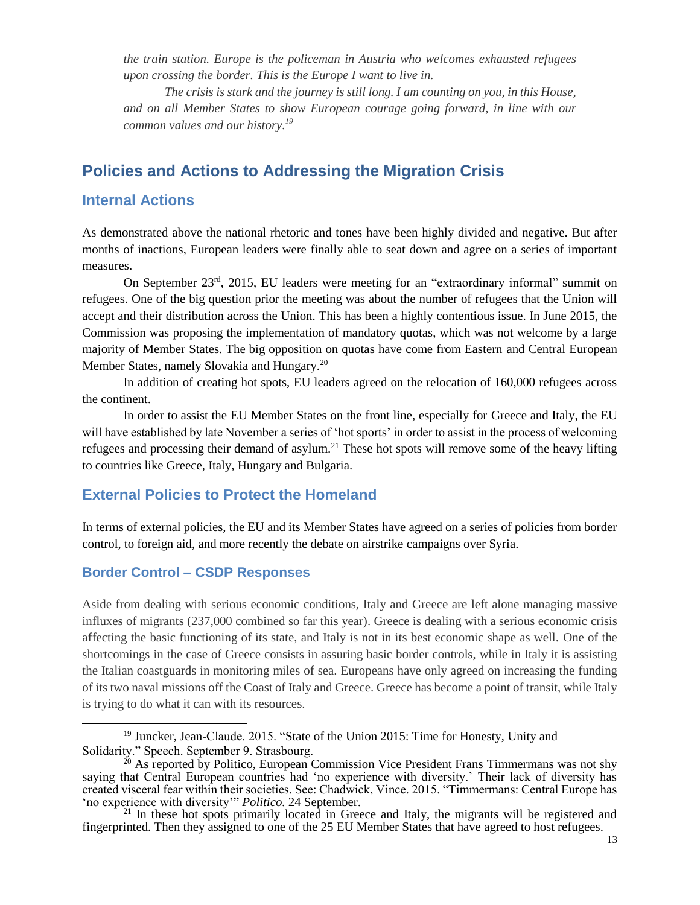*the train station. Europe is the policeman in Austria who welcomes exhausted refugees upon crossing the border. This is the Europe I want to live in.*

*The crisis is stark and the journey is still long. I am counting on you, in this House, and on all Member States to show European courage going forward, in line with our common values and our history.*[19]

## Policies and Actions to Addressing the Migration Crisis

### Internal Actions

As demonstrated above the national rhetoric and tones have been highly divided and negative. But after months of inactions, European leaders were finally able to seat down and agree on a series of important measures.

On September 23rd, 2015, EU leaders were meeting for an "extraordinary informal" summit on refugees. One of the big question prior the meeting was about the number of refugees that the Union will accept and their distribution across the Union. This has been a highly contentious issue. In June 2015, the Commission was proposing the implementation of mandatory quotas, which was not welcome by a large majority of Member States. The big opposition on quotas have come from Eastern and Central European Member States, namely Slovakia and Hungary.[20]

In addition of creating hot spots, EU leaders agreed on the relocation of 160,000 refugees across the continent.

In order to assist the EU Member States on the front line, especially for Greece and Italy, the EU will have established by late November a series of 'hot sports' in order to assist in the process of welcoming refugees and processing their demand of asylum.[21] These hot spots will remove some of the heavy lifting to countries like Greece, Italy, Hungary and Bulgaria.

### External Policies to Protect the Homeland

In terms of external policies, the EU and its Member States have agreed on a series of policies from border control, to foreign aid, and more recently the debate on airstrike campaigns over Syria.

#### Border Control – CSDP Responses

Aside from dealing with serious economic conditions, Italy and Greece are left alone managing massive influxes of migrants (237,000 combined so far this year). Greece is dealing with a serious economic crisis affecting the basic functioning of its state, and Italy is not in its best economic shape as well. One of the shortcomings in the case of Greece consists in assuring basic border controls, while in Italy it is assisting the Italian coastguards in monitoring miles of sea. Europeans have only agreed on increasing the funding of its two naval missions off the Coast of Italy and Greece. Greece has become a point of transit, while Italy is trying to do what it can with its resources.

---

[19] Juncker, Jean-Claude. 2015. "State of the Union 2015: Time for Honesty, Unity and Solidarity." Speech. September 9. Strasbourg.

[20] As reported by Politico, European Commission Vice President Frans Timmermans was not shy saying that Central European countries had 'no experience with diversity.' Their lack of diversity has created visceral fear within their societies. See: Chadwick, Vince. 2015. "Timmermans: Central Europe has 'no experience with diversity'" *Politico.* 24 September.

[21] In these hot spots primarily located in Greece and Italy, the migrants will be registered and fingerprinted. Then they assigned to one of the 25 EU Member States that have agreed to host refugees.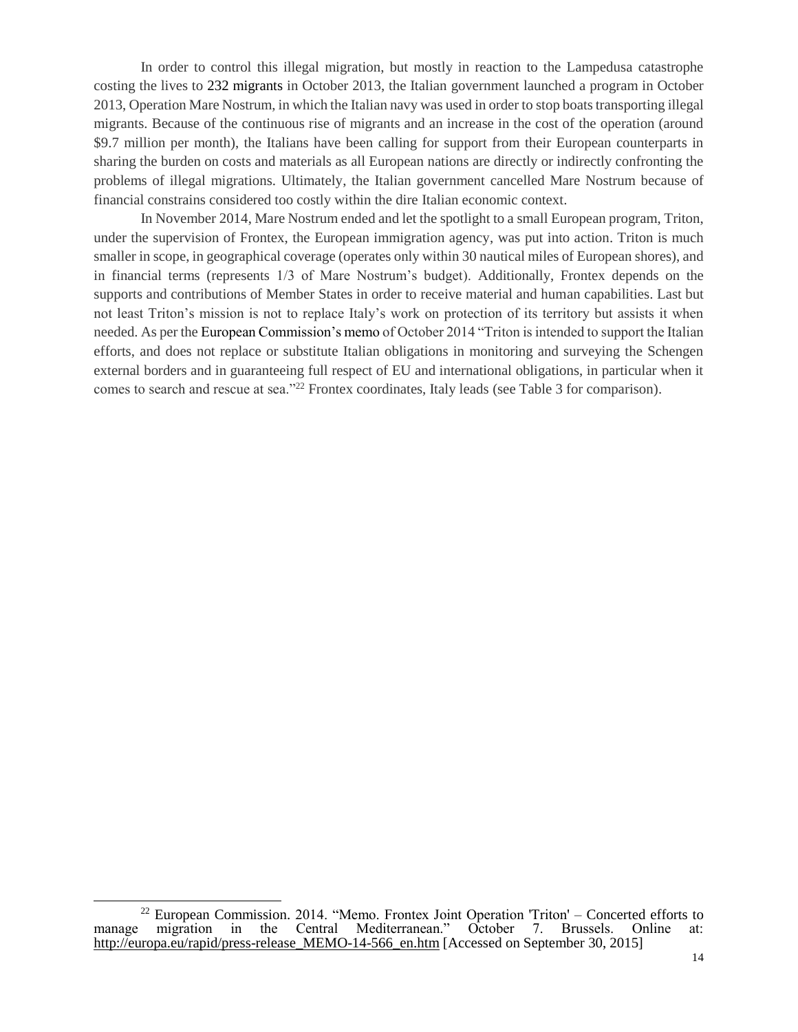In order to control this illegal migration, but mostly in reaction to the Lampedusa catastrophe costing the lives to 232 migrants in October 2013, the Italian government launched a program in October 2013, Operation Mare Nostrum, in which the Italian navy was used in order to stop boats transporting illegal migrants. Because of the continuous rise of migrants and an increase in the cost of the operation (around $9.7 million per month), the Italians have been calling for support from their European counterparts in sharing the burden on costs and materials as all European nations are directly or indirectly confronting the problems of illegal migrations. Ultimately, the Italian government cancelled Mare Nostrum because of financial constrains considered too costly within the dire Italian economic context.

In November 2014, Mare Nostrum ended and let the spotlight to a small European program, Triton, under the supervision of Frontex, the European immigration agency, was put into action. Triton is much smaller in scope, in geographical coverage (operates only within 30 nautical miles of European shores), and in financial terms (represents 1/3 of Mare Nostrum's budget). Additionally, Frontex depends on the supports and contributions of Member States in order to receive material and human capabilities. Last but not least Triton's mission is not to replace Italy's work on protection of its territory but assists it when needed. As per the European Commission's memo of October 2014 "Triton is intended to support the Italian efforts, and does not replace or substitute Italian obligations in monitoring and surveying the Schengen external borders and in guaranteeing full respect of EU and international obligations, in particular when it comes to search and rescue at sea."[22] Frontex coordinates, Italy leads (see Table 3 for comparison).

---

[22] European Commission. 2014. "Memo. Frontex Joint Operation 'Triton' – Concerted efforts to manage migration in the Central Mediterranean." October 7. Brussels. Online at: http://europa.eu/rapid/press-release_MEMO-14-566_en.htm [Accessed on September 30, 2015]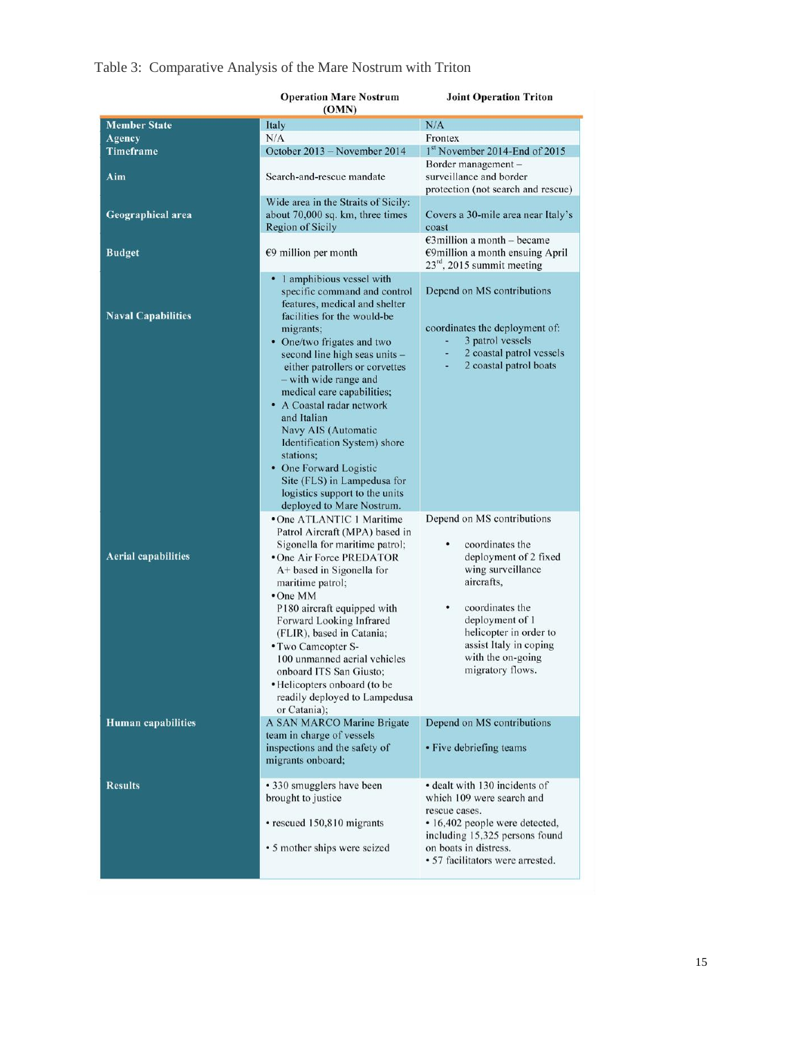Table 3: Comparative Analysis of the Mare Nostrum with Triton

| | Operation Mare Nostrum (OMN) | Joint Operation Triton |
|---|---|---|
| **Member State** | Italy | N/A |
| **Agency** | N/A | Frontex |
| **Timeframe** | October 2013 – November 2014 | 1st November 2014-End of 2015 |
| **Aim** | Search-and-rescue mandate | Border management – surveillance and border protection (not search and rescue) |
| **Geographical area** | Wide area in the Straits of Sicily: about 70,000 sq. km, three times Region of Sicily | Covers a 30-mile area near Italy's coast |
| **Budget** | €9 million per month | €3million a month – became €9million a month ensuing April 23rd, 2015 summit meeting |
| **Naval Capabilities** | • 1 amphibious vessel with specific command and control features, medical and shelter facilities for the would-be migrants;<br>• One/two frigates and two second line high seas units – either patrollers or corvettes – with wide range and medical care capabilities;<br>• A Coastal radar network and Italian Navy AIS (Automatic Identification System) shore stations;<br>• One Forward Logistic Site (FLS) in Lampedusa for logistics support to the units deployed to Mare Nostrum. | Depend on MS contributions<br><br>coordinates the deployment of:<br>- 3 patrol vessels<br>- 2 coastal patrol vessels<br>- 2 coastal patrol boats |
| **Aerial capabilities** | • One ATLANTIC 1 Maritime Patrol Aircraft (MPA) based in Sigonella for maritime patrol;<br>• One Air Force PREDATOR A+ based in Sigonella for maritime patrol;<br>• One MM P180 aircraft equipped with Forward Looking Infrared (FLIR), based in Catania;<br>• Two Camcopter S-100 unmanned aerial vehicles onboard ITS San Giusto;<br>• Helicopters onboard (to be readily deployed to Lampedusa or Catania); | Depend on MS contributions<br><br>• coordinates the deployment of 2 fixed wing surveillance aircrafts,<br><br>• coordinates the deployment of 1 helicopter in order to assist Italy in coping with the on-going migratory flows. |
| **Human capabilities** | A SAN MARCO Marine Brigate team in charge of vessels inspections and the safety of migrants onboard; | Depend on MS contributions<br><br>• Five debriefing teams |
| **Results** | • 330 smugglers have been brought to justice<br><br>• rescued 150,810 migrants<br><br>• 5 mother ships were seized | • dealt with 130 incidents of which 109 were search and rescue cases.<br>• 16,402 people were detected, including 15,325 persons found on boats in distress.<br>• 57 facilitators were arrested. |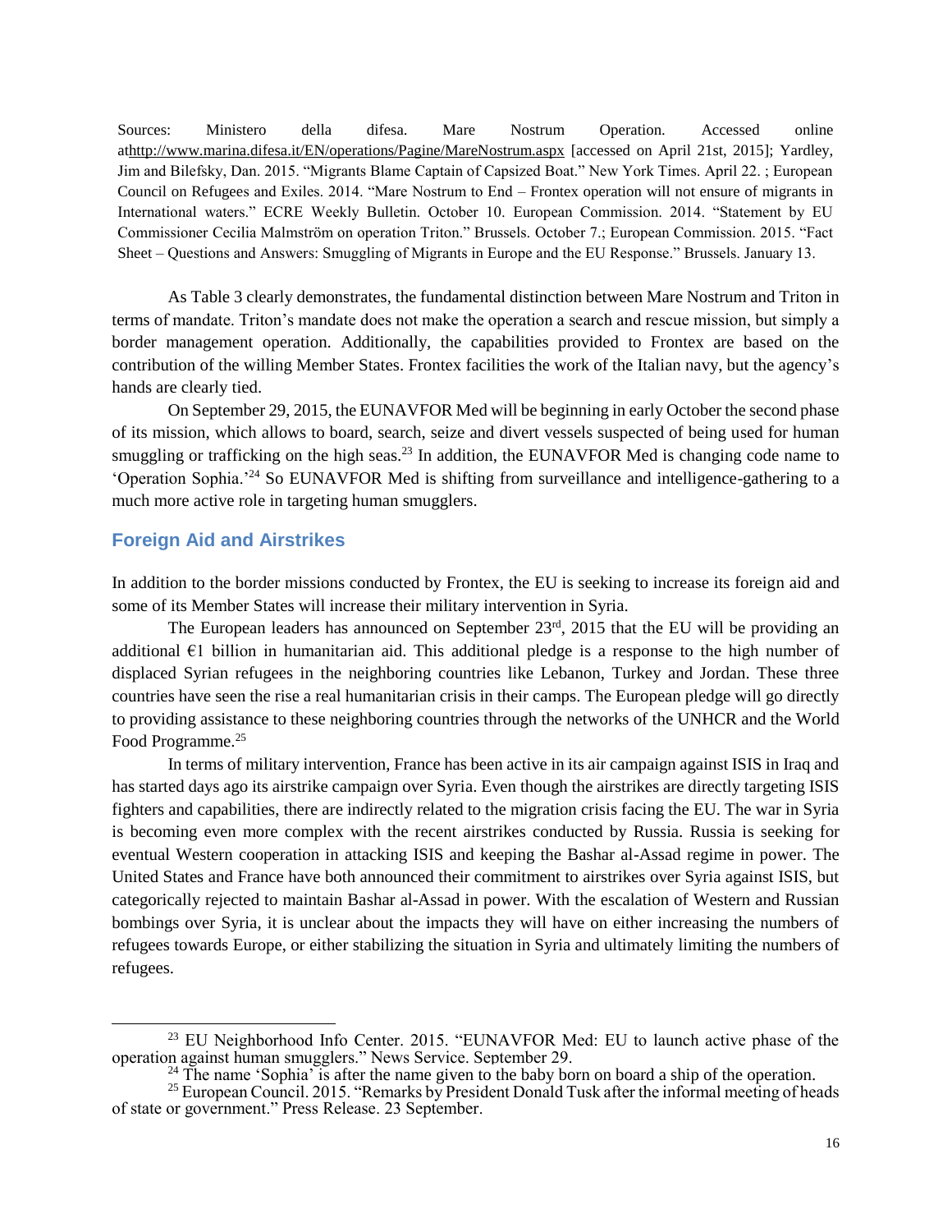Sources: Ministero della difesa. Mare Nostrum Operation. Accessed online athttp://www.marina.difesa.it/EN/operations/Pagine/MareNostrum.aspx [accessed on April 21st, 2015]; Yardley, Jim and Bilefsky, Dan. 2015. "Migrants Blame Captain of Capsized Boat." New York Times. April 22. ; European Council on Refugees and Exiles. 2014. "Mare Nostrum to End – Frontex operation will not ensure of migrants in International waters." ECRE Weekly Bulletin. October 10. European Commission. 2014. "Statement by EU Commissioner Cecilia Malmström on operation Triton." Brussels. October 7.; European Commission. 2015. "Fact Sheet – Questions and Answers: Smuggling of Migrants in Europe and the EU Response." Brussels. January 13.

As Table 3 clearly demonstrates, the fundamental distinction between Mare Nostrum and Triton in terms of mandate. Triton's mandate does not make the operation a search and rescue mission, but simply a border management operation. Additionally, the capabilities provided to Frontex are based on the contribution of the willing Member States. Frontex facilities the work of the Italian navy, but the agency's hands are clearly tied.

On September 29, 2015, the EUNAVFOR Med will be beginning in early October the second phase of its mission, which allows to board, search, seize and divert vessels suspected of being used for human smuggling or trafficking on the high seas.[23] In addition, the EUNAVFOR Med is changing code name to 'Operation Sophia.'[24] So EUNAVFOR Med is shifting from surveillance and intelligence-gathering to a much more active role in targeting human smugglers.

## Foreign Aid and Airstrikes

In addition to the border missions conducted by Frontex, the EU is seeking to increase its foreign aid and some of its Member States will increase their military intervention in Syria.

The European leaders has announced on September 23rd, 2015 that the EU will be providing an additional €1 billion in humanitarian aid. This additional pledge is a response to the high number of displaced Syrian refugees in the neighboring countries like Lebanon, Turkey and Jordan. These three countries have seen the rise a real humanitarian crisis in their camps. The European pledge will go directly to providing assistance to these neighboring countries through the networks of the UNHCR and the World Food Programme.[25]

In terms of military intervention, France has been active in its air campaign against ISIS in Iraq and has started days ago its airstrike campaign over Syria. Even though the airstrikes are directly targeting ISIS fighters and capabilities, there are indirectly related to the migration crisis facing the EU. The war in Syria is becoming even more complex with the recent airstrikes conducted by Russia. Russia is seeking for eventual Western cooperation in attacking ISIS and keeping the Bashar al-Assad regime in power. The United States and France have both announced their commitment to airstrikes over Syria against ISIS, but categorically rejected to maintain Bashar al-Assad in power. With the escalation of Western and Russian bombings over Syria, it is unclear about the impacts they will have on either increasing the numbers of refugees towards Europe, or either stabilizing the situation in Syria and ultimately limiting the numbers of refugees.

---

[23] EU Neighborhood Info Center. 2015. "EUNAVFOR Med: EU to launch active phase of the operation against human smugglers." News Service. September 29.

[24] The name 'Sophia' is after the name given to the baby born on board a ship of the operation.

[25] European Council. 2015. "Remarks by President Donald Tusk after the informal meeting of heads of state or government." Press Release. 23 September.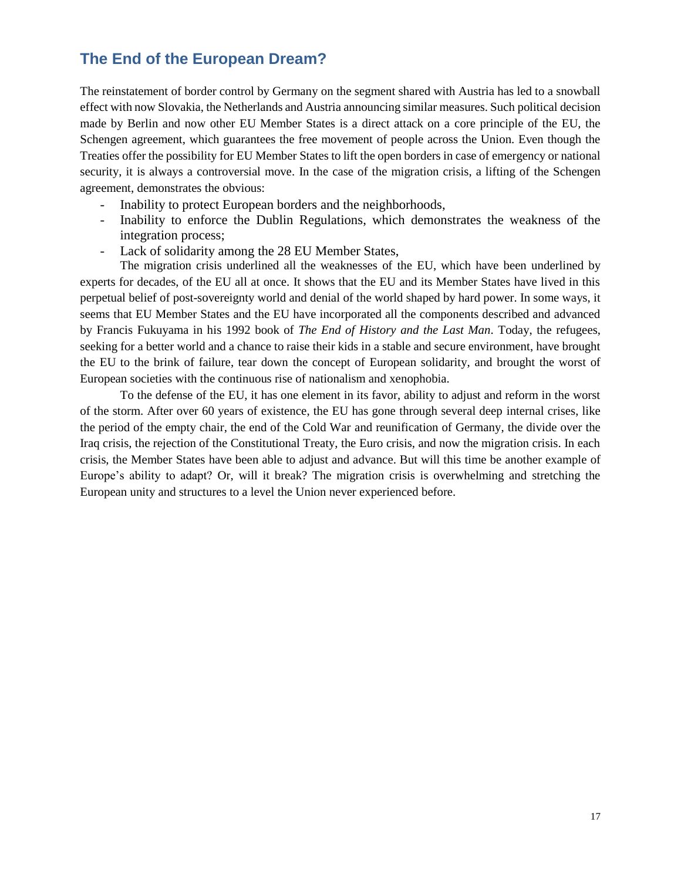## The End of the European Dream?

The reinstatement of border control by Germany on the segment shared with Austria has led to a snowball effect with now Slovakia, the Netherlands and Austria announcing similar measures. Such political decision made by Berlin and now other EU Member States is a direct attack on a core principle of the EU, the Schengen agreement, which guarantees the free movement of people across the Union. Even though the Treaties offer the possibility for EU Member States to lift the open borders in case of emergency or national security, it is always a controversial move. In the case of the migration crisis, a lifting of the Schengen agreement, demonstrates the obvious:

- Inability to protect European borders and the neighborhoods,
- Inability to enforce the Dublin Regulations, which demonstrates the weakness of the integration process;
- Lack of solidarity among the 28 EU Member States,

The migration crisis underlined all the weaknesses of the EU, which have been underlined by experts for decades, of the EU all at once. It shows that the EU and its Member States have lived in this perpetual belief of post-sovereignty world and denial of the world shaped by hard power. In some ways, it seems that EU Member States and the EU have incorporated all the components described and advanced by Francis Fukuyama in his 1992 book of *The End of History and the Last Man*. Today, the refugees, seeking for a better world and a chance to raise their kids in a stable and secure environment, have brought the EU to the brink of failure, tear down the concept of European solidarity, and brought the worst of European societies with the continuous rise of nationalism and xenophobia.

To the defense of the EU, it has one element in its favor, ability to adjust and reform in the worst of the storm. After over 60 years of existence, the EU has gone through several deep internal crises, like the period of the empty chair, the end of the Cold War and reunification of Germany, the divide over the Iraq crisis, the rejection of the Constitutional Treaty, the Euro crisis, and now the migration crisis. In each crisis, the Member States have been able to adjust and advance. But will this time be another example of Europe's ability to adapt? Or, will it break? The migration crisis is overwhelming and stretching the European unity and structures to a level the Union never experienced before.